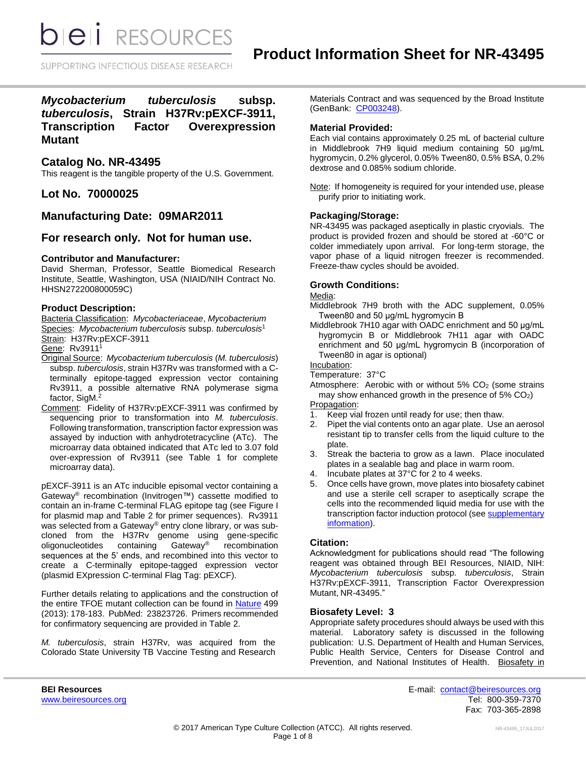# Product Information Sheet for NR-43495

## *Mycobacterium tuberculosis* subsp. *tuberculosis*, Strain H37Rv:pEXCF-3911, Transcription Factor Overexpression Mutant

## Catalog No. NR-43495

This reagent is the tangible property of the U.S. Government.

## Lot No. 70000025

## Manufacturing Date: 09MAR2011

## For research only. Not for human use.

### Contributor and Manufacturer:

David Sherman, Professor, Seattle Biomedical Research Institute, Seattle, Washington, USA (NIAID/NIH Contract No. HHSN272200800059C)

### Product Description:

Bacteria Classification: *Mycobacteriaceae*, *Mycobacterium*
Species: *Mycobacterium tuberculosis* subsp. *tuberculosis*[1]
Strain: H37Rv:pEXCF-3911
Gene: Rv3911[1]
Original Source: *Mycobacterium tuberculosis* (*M. tuberculosis*) subsp. *tuberculosis*, strain H37Rv was transformed with a C-terminally epitope-tagged expression vector containing Rv3911, a possible alternative RNA polymerase sigma factor, SigM.[2]
Comment: Fidelity of H37Rv:pEXCF-3911 was confirmed by sequencing prior to transformation into *M. tuberculosis*. Following transformation, transcription factor expression was assayed by induction with anhydrotetracycline (ATc). The microarray data obtained indicated that ATc led to 3.07 fold over-expression of Rv3911 (see Table 1 for complete microarray data).

pEXCF-3911 is an ATc inducible episomal vector containing a Gateway® recombination (Invitrogen™) cassette modified to contain an in-frame C-terminal FLAG epitope tag (see Figure I for plasmid map and Table 2 for primer sequences). Rv3911 was selected from a Gateway® entry clone library, or was sub-cloned from the H37Rv genome using gene-specific oligonucleotides containing Gateway® recombination sequences at the 5' ends, and recombined into this vector to create a C-terminally epitope-tagged expression vector (plasmid EXpression C-terminal Flag Tag: pEXCF).

Further details relating to applications and the construction of the entire TFOE mutant collection can be found in Nature 499 (2013): 178-183. PubMed: 23823726. Primers recommended for confirmatory sequencing are provided in Table 2.

*M. tuberculosis*, strain H37Rv, was acquired from the Colorado State University TB Vaccine Testing and Research Materials Contract and was sequenced by the Broad Institute (GenBank: CP003248).

### Material Provided:

Each vial contains approximately 0.25 mL of bacterial culture in Middlebrook 7H9 liquid medium containing 50 µg/mL hygromycin, 0.2% glycerol, 0.05% Tween80, 0.5% BSA, 0.2% dextrose and 0.085% sodium chloride.

Note: If homogeneity is required for your intended use, please purify prior to initiating work.

### Packaging/Storage:

NR-43495 was packaged aseptically in plastic cryovials. The product is provided frozen and should be stored at -60°C or colder immediately upon arrival. For long-term storage, the vapor phase of a liquid nitrogen freezer is recommended. Freeze-thaw cycles should be avoided.

### Growth Conditions:

Media:
Middlebrook 7H9 broth with the ADC supplement, 0.05% Tween80 and 50 µg/mL hygromycin B
Middlebrook 7H10 agar with OADC enrichment and 50 µg/mL hygromycin B or Middlebrook 7H11 agar with OADC enrichment and 50 µg/mL hygromycin B (incorporation of Tween80 in agar is optional)
Incubation:
Temperature: 37°C
Atmosphere: Aerobic with or without 5% $CO_2$ (some strains may show enhanced growth in the presence of 5% $CO_2$)
Propagation:

1. Keep vial frozen until ready for use; then thaw.
2. Pipet the vial contents onto an agar plate. Use an aerosol resistant tip to transfer cells from the liquid culture to the plate.
3. Streak the bacteria to grow as a lawn. Place inoculated plates in a sealable bag and place in warm room.
4. Incubate plates at 37°C for 2 to 4 weeks.
5. Once cells have grown, move plates into biosafety cabinet and use a sterile cell scraper to aseptically scrape the cells into the recommended liquid media for use with the transcription factor induction protocol (see supplementary information).

### Citation:

Acknowledgment for publications should read "The following reagent was obtained through BEI Resources, NIAID, NIH: *Mycobacterium tuberculosis* subsp. *tuberculosis*, Strain H37Rv:pEXCF-3911, Transcription Factor Overexpression Mutant, NR-43495."

### Biosafety Level: 3

Appropriate safety procedures should always be used with this material. Laboratory safety is discussed in the following publication: U.S. Department of Health and Human Services, Public Health Service, Centers for Disease Control and Prevention, and National Institutes of Health. Biosafety in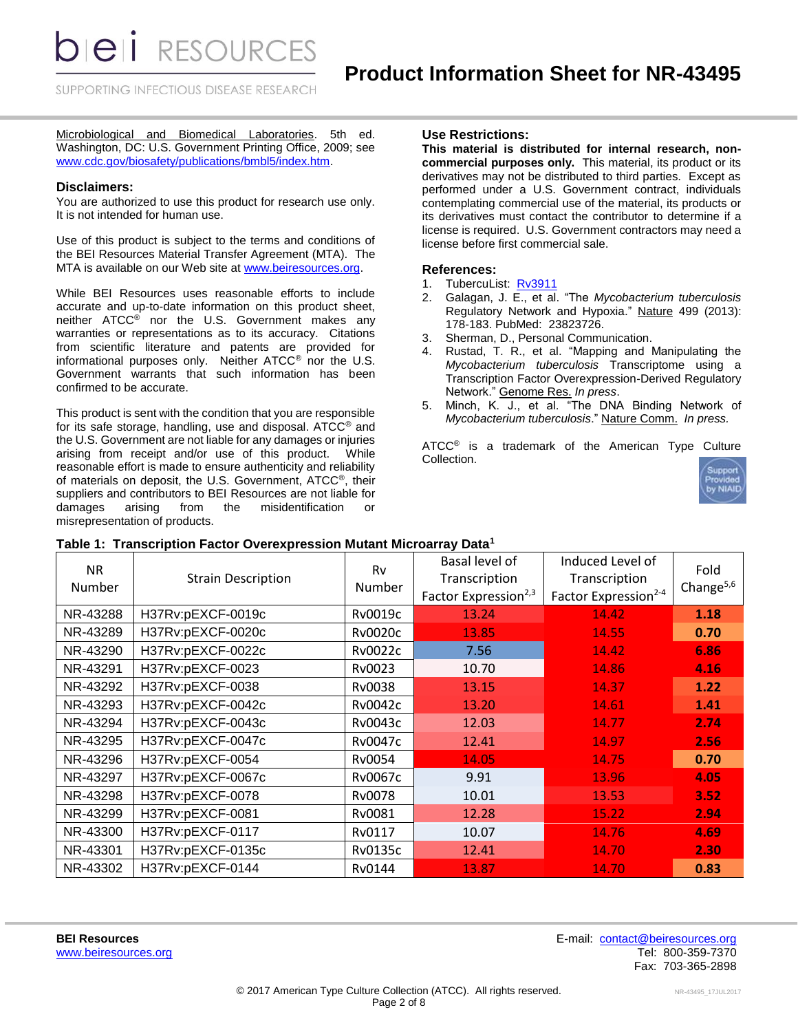Microbiological and Biomedical Laboratories. 5th ed. Washington, DC: U.S. Government Printing Office, 2009; see www.cdc.gov/biosafety/publications/bmbl5/index.htm.

### Disclaimers:

You are authorized to use this product for research use only. It is not intended for human use.

Use of this product is subject to the terms and conditions of the BEI Resources Material Transfer Agreement (MTA). The MTA is available on our Web site at www.beiresources.org.

While BEI Resources uses reasonable efforts to include accurate and up-to-date information on this product sheet, neither ATCC® nor the U.S. Government makes any warranties or representations as to its accuracy. Citations from scientific literature and patents are provided for informational purposes only. Neither ATCC® nor the U.S. Government warrants that such information has been confirmed to be accurate.

This product is sent with the condition that you are responsible for its safe storage, handling, use and disposal. ATCC® and the U.S. Government are not liable for any damages or injuries arising from receipt and/or use of this product. While reasonable effort is made to ensure authenticity and reliability of materials on deposit, the U.S. Government, ATCC®, their suppliers and contributors to BEI Resources are not liable for damages arising from the misidentification or misrepresentation of products.

### Use Restrictions:

**This material is distributed for internal research, non-commercial purposes only.** This material, its product or its derivatives may not be distributed to third parties. Except as performed under a U.S. Government contract, individuals contemplating commercial use of the material, its products or its derivatives must contact the contributor to determine if a license is required. U.S. Government contractors may need a license before first commercial sale.

### References:

1. TubercuList: Rv3911
2. Galagan, J. E., et al. "The *Mycobacterium tuberculosis* Regulatory Network and Hypoxia." Nature 499 (2013): 178-183. PubMed: 23823726.
3. Sherman, D., Personal Communication.
4. Rustad, T. R., et al. "Mapping and Manipulating the *Mycobacterium tuberculosis* Transcriptome using a Transcription Factor Overexpression-Derived Regulatory Network." Genome Res. *In press*.
5. Minch, K. J., et al. "The DNA Binding Network of *Mycobacterium tuberculosis*." Nature Comm. *In press.*

ATCC® is a trademark of the American Type Culture Collection.

**Table 1: Transcription Factor Overexpression Mutant Microarray Data[1]**

| NR Number | Strain Description | Rv Number | Basal level of Transcription Factor Expression[2,3] | Induced Level of Transcription Factor Expression[2-4] | Fold Change[5,6] |
|---|---|---|---|---|---|
| NR-43288 | H37Rv:pEXCF-0019c | Rv0019c | 13.24 | 14.42 | 1.18 |
| NR-43289 | H37Rv:pEXCF-0020c | Rv0020c | 13.85 | 14.55 | 0.70 |
| NR-43290 | H37Rv:pEXCF-0022c | Rv0022c | 7.56 | 14.42 | 6.86 |
| NR-43291 | H37Rv:pEXCF-0023 | Rv0023 | 10.70 | 14.86 | 4.16 |
| NR-43292 | H37Rv:pEXCF-0038 | Rv0038 | 13.15 | 14.37 | 1.22 |
| NR-43293 | H37Rv:pEXCF-0042c | Rv0042c | 13.20 | 14.61 | 1.41 |
| NR-43294 | H37Rv:pEXCF-0043c | Rv0043c | 12.03 | 14.77 | 2.74 |
| NR-43295 | H37Rv:pEXCF-0047c | Rv0047c | 12.41 | 14.97 | 2.56 |
| NR-43296 | H37Rv:pEXCF-0054 | Rv0054 | 14.05 | 14.75 | 0.70 |
| NR-43297 | H37Rv:pEXCF-0067c | Rv0067c | 9.91 | 13.96 | 4.05 |
| NR-43298 | H37Rv:pEXCF-0078 | Rv0078 | 10.01 | 13.53 | 3.52 |
| NR-43299 | H37Rv:pEXCF-0081 | Rv0081 | 12.28 | 15.22 | 2.94 |
| NR-43300 | H37Rv:pEXCF-0117 | Rv0117 | 10.07 | 14.76 | 4.69 |
| NR-43301 | H37Rv:pEXCF-0135c | Rv0135c | 12.41 | 14.70 | 2.30 |
| NR-43302 | H37Rv:pEXCF-0144 | Rv0144 | 13.87 | 14.70 | 0.83 |

**BEI Resources**
www.beiresources.org

E-mail: contact@beiresources.org
Tel: 800-359-7370
Fax: 703-365-2898

© 2017 American Type Culture Collection (ATCC). All rights reserved.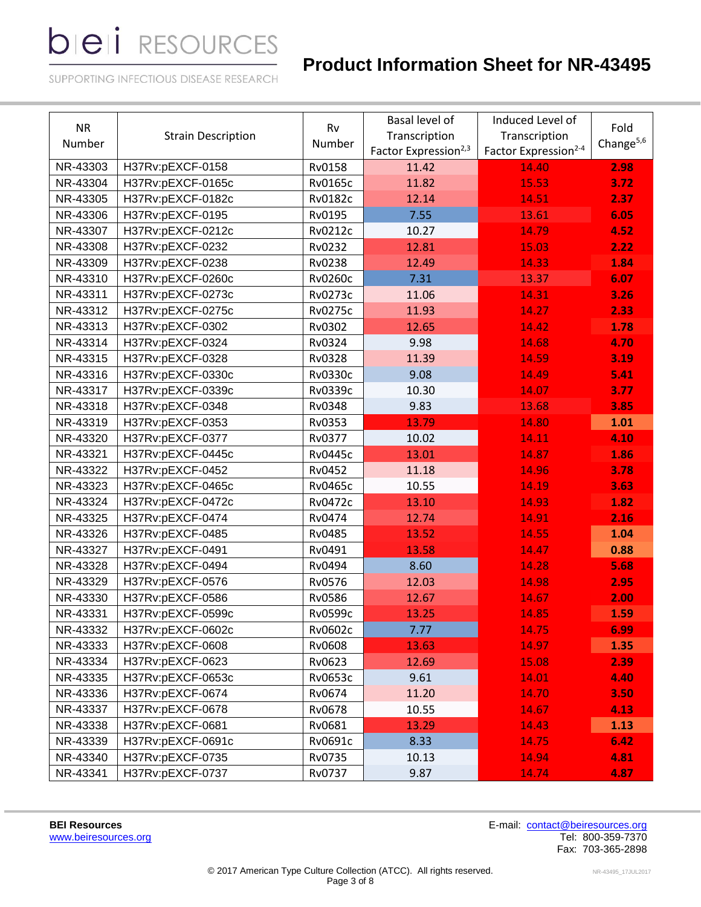| NR Number | Strain Description | Rv Number | Basal level of Transcription Factor Expression[2,3] | Induced Level of Transcription Factor Expression[2-4] | Fold Change[5,6] |
|---|---|---|---|---|---|
| NR-43303 | H37Rv:pEXCF-0158 | Rv0158 | 11.42 | 14.40 | 2.98 |
| NR-43304 | H37Rv:pEXCF-0165c | Rv0165c | 11.82 | 15.53 | 3.72 |
| NR-43305 | H37Rv:pEXCF-0182c | Rv0182c | 12.14 | 14.51 | 2.37 |
| NR-43306 | H37Rv:pEXCF-0195 | Rv0195 | 7.55 | 13.61 | 6.05 |
| NR-43307 | H37Rv:pEXCF-0212c | Rv0212c | 10.27 | 14.79 | 4.52 |
| NR-43308 | H37Rv:pEXCF-0232 | Rv0232 | 12.81 | 15.03 | 2.22 |
| NR-43309 | H37Rv:pEXCF-0238 | Rv0238 | 12.49 | 14.33 | 1.84 |
| NR-43310 | H37Rv:pEXCF-0260c | Rv0260c | 7.31 | 13.37 | 6.07 |
| NR-43311 | H37Rv:pEXCF-0273c | Rv0273c | 11.06 | 14.31 | 3.26 |
| NR-43312 | H37Rv:pEXCF-0275c | Rv0275c | 11.93 | 14.27 | 2.33 |
| NR-43313 | H37Rv:pEXCF-0302 | Rv0302 | 12.65 | 14.42 | 1.78 |
| NR-43314 | H37Rv:pEXCF-0324 | Rv0324 | 9.98 | 14.68 | 4.70 |
| NR-43315 | H37Rv:pEXCF-0328 | Rv0328 | 11.39 | 14.59 | 3.19 |
| NR-43316 | H37Rv:pEXCF-0330c | Rv0330c | 9.08 | 14.49 | 5.41 |
| NR-43317 | H37Rv:pEXCF-0339c | Rv0339c | 10.30 | 14.07 | 3.77 |
| NR-43318 | H37Rv:pEXCF-0348 | Rv0348 | 9.83 | 13.68 | 3.85 |
| NR-43319 | H37Rv:pEXCF-0353 | Rv0353 | 13.79 | 14.80 | 1.01 |
| NR-43320 | H37Rv:pEXCF-0377 | Rv0377 | 10.02 | 14.11 | 4.10 |
| NR-43321 | H37Rv:pEXCF-0445c | Rv0445c | 13.01 | 14.87 | 1.86 |
| NR-43322 | H37Rv:pEXCF-0452 | Rv0452 | 11.18 | 14.96 | 3.78 |
| NR-43323 | H37Rv:pEXCF-0465c | Rv0465c | 10.55 | 14.19 | 3.63 |
| NR-43324 | H37Rv:pEXCF-0472c | Rv0472c | 13.10 | 14.93 | 1.82 |
| NR-43325 | H37Rv:pEXCF-0474 | Rv0474 | 12.74 | 14.91 | 2.16 |
| NR-43326 | H37Rv:pEXCF-0485 | Rv0485 | 13.52 | 14.55 | 1.04 |
| NR-43327 | H37Rv:pEXCF-0491 | Rv0491 | 13.58 | 14.47 | 0.88 |
| NR-43328 | H37Rv:pEXCF-0494 | Rv0494 | 8.60 | 14.28 | 5.68 |
| NR-43329 | H37Rv:pEXCF-0576 | Rv0576 | 12.03 | 14.98 | 2.95 |
| NR-43330 | H37Rv:pEXCF-0586 | Rv0586 | 12.67 | 14.67 | 2.00 |
| NR-43331 | H37Rv:pEXCF-0599c | Rv0599c | 13.25 | 14.85 | 1.59 |
| NR-43332 | H37Rv:pEXCF-0602c | Rv0602c | 7.77 | 14.75 | 6.99 |
| NR-43333 | H37Rv:pEXCF-0608 | Rv0608 | 13.63 | 14.97 | 1.35 |
| NR-43334 | H37Rv:pEXCF-0623 | Rv0623 | 12.69 | 15.08 | 2.39 |
| NR-43335 | H37Rv:pEXCF-0653c | Rv0653c | 9.61 | 14.01 | 4.40 |
| NR-43336 | H37Rv:pEXCF-0674 | Rv0674 | 11.20 | 14.70 | 3.50 |
| NR-43337 | H37Rv:pEXCF-0678 | Rv0678 | 10.55 | 14.67 | 4.13 |
| NR-43338 | H37Rv:pEXCF-0681 | Rv0681 | 13.29 | 14.43 | 1.13 |
| NR-43339 | H37Rv:pEXCF-0691c | Rv0691c | 8.33 | 14.75 | 6.42 |
| NR-43340 | H37Rv:pEXCF-0735 | Rv0735 | 10.13 | 14.94 | 4.81 |
| NR-43341 | H37Rv:pEXCF-0737 | Rv0737 | 9.87 | 14.74 | 4.87 |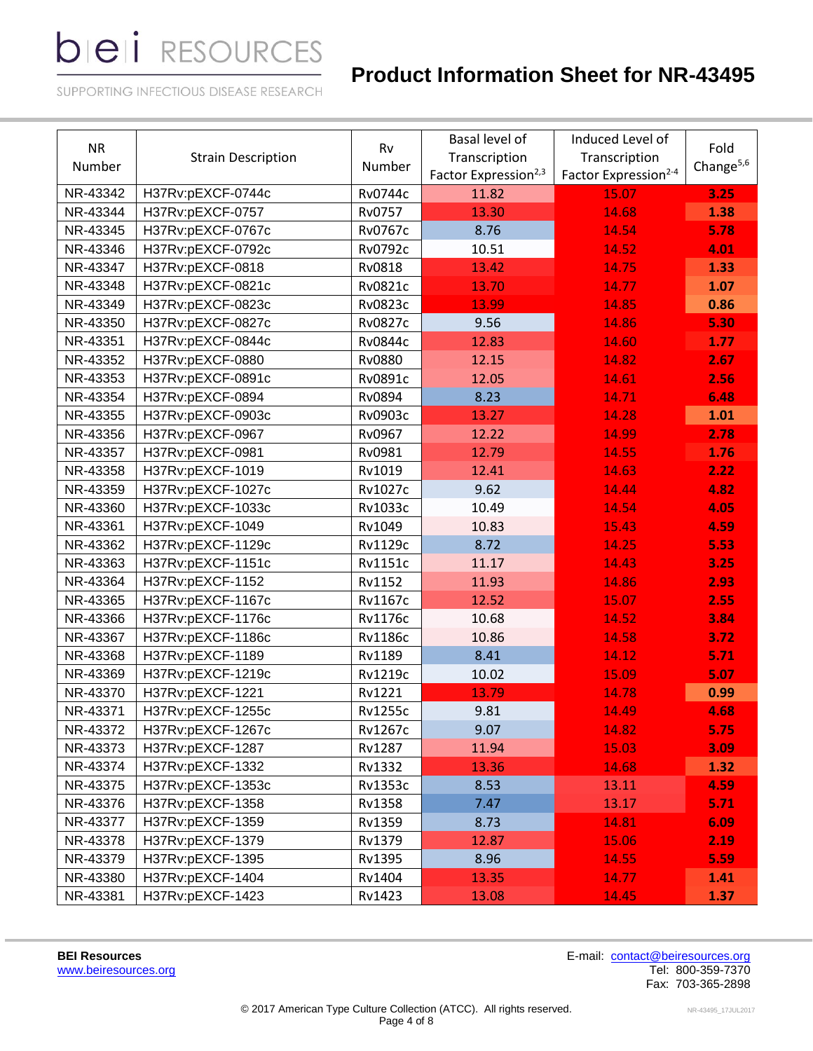| NR Number | Strain Description | Rv Number | Basal level of Transcription Factor Expression[2,3] | Induced Level of Transcription Factor Expression[2-4] | Fold Change[5,6] |
|---|---|---|---|---|---|
| NR-43342 | H37Rv:pEXCF-0744c | Rv0744c | 11.82 | 15.07 | 3.25 |
| NR-43344 | H37Rv:pEXCF-0757 | Rv0757 | 13.30 | 14.68 | 1.38 |
| NR-43345 | H37Rv:pEXCF-0767c | Rv0767c | 8.76 | 14.54 | 5.78 |
| NR-43346 | H37Rv:pEXCF-0792c | Rv0792c | 10.51 | 14.52 | 4.01 |
| NR-43347 | H37Rv:pEXCF-0818 | Rv0818 | 13.42 | 14.75 | 1.33 |
| NR-43348 | H37Rv:pEXCF-0821c | Rv0821c | 13.70 | 14.77 | 1.07 |
| NR-43349 | H37Rv:pEXCF-0823c | Rv0823c | 13.99 | 14.85 | 0.86 |
| NR-43350 | H37Rv:pEXCF-0827c | Rv0827c | 9.56 | 14.86 | 5.30 |
| NR-43351 | H37Rv:pEXCF-0844c | Rv0844c | 12.83 | 14.60 | 1.77 |
| NR-43352 | H37Rv:pEXCF-0880 | Rv0880 | 12.15 | 14.82 | 2.67 |
| NR-43353 | H37Rv:pEXCF-0891c | Rv0891c | 12.05 | 14.61 | 2.56 |
| NR-43354 | H37Rv:pEXCF-0894 | Rv0894 | 8.23 | 14.71 | 6.48 |
| NR-43355 | H37Rv:pEXCF-0903c | Rv0903c | 13.27 | 14.28 | 1.01 |
| NR-43356 | H37Rv:pEXCF-0967 | Rv0967 | 12.22 | 14.99 | 2.78 |
| NR-43357 | H37Rv:pEXCF-0981 | Rv0981 | 12.79 | 14.55 | 1.76 |
| NR-43358 | H37Rv:pEXCF-1019 | Rv1019 | 12.41 | 14.63 | 2.22 |
| NR-43359 | H37Rv:pEXCF-1027c | Rv1027c | 9.62 | 14.44 | 4.82 |
| NR-43360 | H37Rv:pEXCF-1033c | Rv1033c | 10.49 | 14.54 | 4.05 |
| NR-43361 | H37Rv:pEXCF-1049 | Rv1049 | 10.83 | 15.43 | 4.59 |
| NR-43362 | H37Rv:pEXCF-1129c | Rv1129c | 8.72 | 14.25 | 5.53 |
| NR-43363 | H37Rv:pEXCF-1151c | Rv1151c | 11.17 | 14.43 | 3.25 |
| NR-43364 | H37Rv:pEXCF-1152 | Rv1152 | 11.93 | 14.86 | 2.93 |
| NR-43365 | H37Rv:pEXCF-1167c | Rv1167c | 12.52 | 15.07 | 2.55 |
| NR-43366 | H37Rv:pEXCF-1176c | Rv1176c | 10.68 | 14.52 | 3.84 |
| NR-43367 | H37Rv:pEXCF-1186c | Rv1186c | 10.86 | 14.58 | 3.72 |
| NR-43368 | H37Rv:pEXCF-1189 | Rv1189 | 8.41 | 14.12 | 5.71 |
| NR-43369 | H37Rv:pEXCF-1219c | Rv1219c | 10.02 | 15.09 | 5.07 |
| NR-43370 | H37Rv:pEXCF-1221 | Rv1221 | 13.79 | 14.78 | 0.99 |
| NR-43371 | H37Rv:pEXCF-1255c | Rv1255c | 9.81 | 14.49 | 4.68 |
| NR-43372 | H37Rv:pEXCF-1267c | Rv1267c | 9.07 | 14.82 | 5.75 |
| NR-43373 | H37Rv:pEXCF-1287 | Rv1287 | 11.94 | 15.03 | 3.09 |
| NR-43374 | H37Rv:pEXCF-1332 | Rv1332 | 13.36 | 14.68 | 1.32 |
| NR-43375 | H37Rv:pEXCF-1353c | Rv1353c | 8.53 | 13.11 | 4.59 |
| NR-43376 | H37Rv:pEXCF-1358 | Rv1358 | 7.47 | 13.17 | 5.71 |
| NR-43377 | H37Rv:pEXCF-1359 | Rv1359 | 8.73 | 14.81 | 6.09 |
| NR-43378 | H37Rv:pEXCF-1379 | Rv1379 | 12.87 | 15.06 | 2.19 |
| NR-43379 | H37Rv:pEXCF-1395 | Rv1395 | 8.96 | 14.55 | 5.59 |
| NR-43380 | H37Rv:pEXCF-1404 | Rv1404 | 13.35 | 14.77 | 1.41 |
| NR-43381 | H37Rv:pEXCF-1423 | Rv1423 | 13.08 | 14.45 | 1.37 |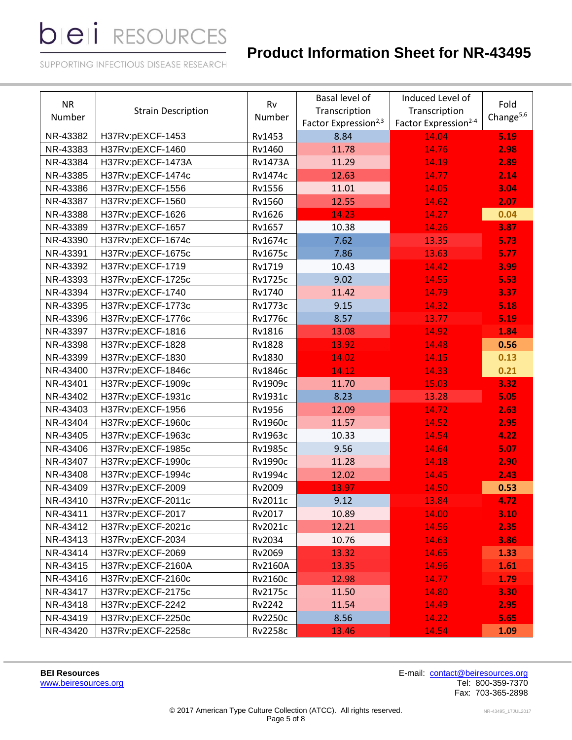| NR Number | Strain Description | Rv Number | Basal level of Transcription Factor Expression[2,3] | Induced Level of Transcription Factor Expression[2-4] | Fold Change[5,6] |
|---|---|---|---|---|---|
| NR-43382 | H37Rv:pEXCF-1453 | Rv1453 | 8.84 | 14.04 | 5.19 |
| NR-43383 | H37Rv:pEXCF-1460 | Rv1460 | 11.78 | 14.76 | 2.98 |
| NR-43384 | H37Rv:pEXCF-1473A | Rv1473A | 11.29 | 14.19 | 2.89 |
| NR-43385 | H37Rv:pEXCF-1474c | Rv1474c | 12.63 | 14.77 | 2.14 |
| NR-43386 | H37Rv:pEXCF-1556 | Rv1556 | 11.01 | 14.05 | 3.04 |
| NR-43387 | H37Rv:pEXCF-1560 | Rv1560 | 12.55 | 14.62 | 2.07 |
| NR-43388 | H37Rv:pEXCF-1626 | Rv1626 | 14.23 | 14.27 | 0.04 |
| NR-43389 | H37Rv:pEXCF-1657 | Rv1657 | 10.38 | 14.26 | 3.87 |
| NR-43390 | H37Rv:pEXCF-1674c | Rv1674c | 7.62 | 13.35 | 5.73 |
| NR-43391 | H37Rv:pEXCF-1675c | Rv1675c | 7.86 | 13.63 | 5.77 |
| NR-43392 | H37Rv:pEXCF-1719 | Rv1719 | 10.43 | 14.42 | 3.99 |
| NR-43393 | H37Rv:pEXCF-1725c | Rv1725c | 9.02 | 14.55 | 5.53 |
| NR-43394 | H37Rv:pEXCF-1740 | Rv1740 | 11.42 | 14.79 | 3.37 |
| NR-43395 | H37Rv:pEXCF-1773c | Rv1773c | 9.15 | 14.32 | 5.18 |
| NR-43396 | H37Rv:pEXCF-1776c | Rv1776c | 8.57 | 13.77 | 5.19 |
| NR-43397 | H37Rv:pEXCF-1816 | Rv1816 | 13.08 | 14.92 | 1.84 |
| NR-43398 | H37Rv:pEXCF-1828 | Rv1828 | 13.92 | 14.48 | 0.56 |
| NR-43399 | H37Rv:pEXCF-1830 | Rv1830 | 14.02 | 14.15 | 0.13 |
| NR-43400 | H37Rv:pEXCF-1846c | Rv1846c | 14.12 | 14.33 | 0.21 |
| NR-43401 | H37Rv:pEXCF-1909c | Rv1909c | 11.70 | 15.03 | 3.32 |
| NR-43402 | H37Rv:pEXCF-1931c | Rv1931c | 8.23 | 13.28 | 5.05 |
| NR-43403 | H37Rv:pEXCF-1956 | Rv1956 | 12.09 | 14.72 | 2.63 |
| NR-43404 | H37Rv:pEXCF-1960c | Rv1960c | 11.57 | 14.52 | 2.95 |
| NR-43405 | H37Rv:pEXCF-1963c | Rv1963c | 10.33 | 14.54 | 4.22 |
| NR-43406 | H37Rv:pEXCF-1985c | Rv1985c | 9.56 | 14.64 | 5.07 |
| NR-43407 | H37Rv:pEXCF-1990c | Rv1990c | 11.28 | 14.18 | 2.90 |
| NR-43408 | H37Rv:pEXCF-1994c | Rv1994c | 12.02 | 14.45 | 2.43 |
| NR-43409 | H37Rv:pEXCF-2009 | Rv2009 | 13.97 | 14.50 | 0.53 |
| NR-43410 | H37Rv:pEXCF-2011c | Rv2011c | 9.12 | 13.84 | 4.72 |
| NR-43411 | H37Rv:pEXCF-2017 | Rv2017 | 10.89 | 14.00 | 3.10 |
| NR-43412 | H37Rv:pEXCF-2021c | Rv2021c | 12.21 | 14.56 | 2.35 |
| NR-43413 | H37Rv:pEXCF-2034 | Rv2034 | 10.76 | 14.63 | 3.86 |
| NR-43414 | H37Rv:pEXCF-2069 | Rv2069 | 13.32 | 14.65 | 1.33 |
| NR-43415 | H37Rv:pEXCF-2160A | Rv2160A | 13.35 | 14.96 | 1.61 |
| NR-43416 | H37Rv:pEXCF-2160c | Rv2160c | 12.98 | 14.77 | 1.79 |
| NR-43417 | H37Rv:pEXCF-2175c | Rv2175c | 11.50 | 14.80 | 3.30 |
| NR-43418 | H37Rv:pEXCF-2242 | Rv2242 | 11.54 | 14.49 | 2.95 |
| NR-43419 | H37Rv:pEXCF-2250c | Rv2250c | 8.56 | 14.22 | 5.65 |
| NR-43420 | H37Rv:pEXCF-2258c | Rv2258c | 13.46 | 14.54 | 1.09 |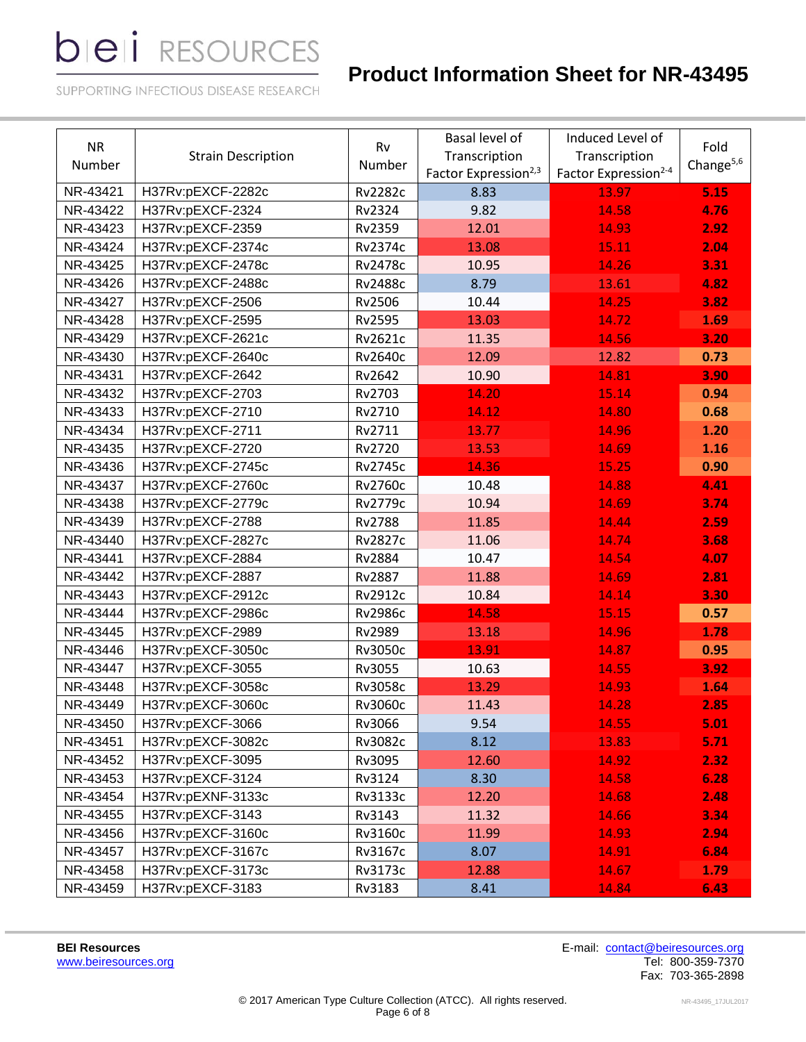| NR Number | Strain Description | Rv Number | Basal level of Transcription Factor Expression[2,3] | Induced Level of Transcription Factor Expression[2-4] | Fold Change[5,6] |
|---|---|---|---|---|---|
| NR-43421 | H37Rv:pEXCF-2282c | Rv2282c | 8.83 | 13.97 | 5.15 |
| NR-43422 | H37Rv:pEXCF-2324 | Rv2324 | 9.82 | 14.58 | 4.76 |
| NR-43423 | H37Rv:pEXCF-2359 | Rv2359 | 12.01 | 14.93 | 2.92 |
| NR-43424 | H37Rv:pEXCF-2374c | Rv2374c | 13.08 | 15.11 | 2.04 |
| NR-43425 | H37Rv:pEXCF-2478c | Rv2478c | 10.95 | 14.26 | 3.31 |
| NR-43426 | H37Rv:pEXCF-2488c | Rv2488c | 8.79 | 13.61 | 4.82 |
| NR-43427 | H37Rv:pEXCF-2506 | Rv2506 | 10.44 | 14.25 | 3.82 |
| NR-43428 | H37Rv:pEXCF-2595 | Rv2595 | 13.03 | 14.72 | 1.69 |
| NR-43429 | H37Rv:pEXCF-2621c | Rv2621c | 11.35 | 14.56 | 3.20 |
| NR-43430 | H37Rv:pEXCF-2640c | Rv2640c | 12.09 | 12.82 | 0.73 |
| NR-43431 | H37Rv:pEXCF-2642 | Rv2642 | 10.90 | 14.81 | 3.90 |
| NR-43432 | H37Rv:pEXCF-2703 | Rv2703 | 14.20 | 15.14 | 0.94 |
| NR-43433 | H37Rv:pEXCF-2710 | Rv2710 | 14.12 | 14.80 | 0.68 |
| NR-43434 | H37Rv:pEXCF-2711 | Rv2711 | 13.77 | 14.96 | 1.20 |
| NR-43435 | H37Rv:pEXCF-2720 | Rv2720 | 13.53 | 14.69 | 1.16 |
| NR-43436 | H37Rv:pEXCF-2745c | Rv2745c | 14.36 | 15.25 | 0.90 |
| NR-43437 | H37Rv:pEXCF-2760c | Rv2760c | 10.48 | 14.88 | 4.41 |
| NR-43438 | H37Rv:pEXCF-2779c | Rv2779c | 10.94 | 14.69 | 3.74 |
| NR-43439 | H37Rv:pEXCF-2788 | Rv2788 | 11.85 | 14.44 | 2.59 |
| NR-43440 | H37Rv:pEXCF-2827c | Rv2827c | 11.06 | 14.74 | 3.68 |
| NR-43441 | H37Rv:pEXCF-2884 | Rv2884 | 10.47 | 14.54 | 4.07 |
| NR-43442 | H37Rv:pEXCF-2887 | Rv2887 | 11.88 | 14.69 | 2.81 |
| NR-43443 | H37Rv:pEXCF-2912c | Rv2912c | 10.84 | 14.14 | 3.30 |
| NR-43444 | H37Rv:pEXCF-2986c | Rv2986c | 14.58 | 15.15 | 0.57 |
| NR-43445 | H37Rv:pEXCF-2989 | Rv2989 | 13.18 | 14.96 | 1.78 |
| NR-43446 | H37Rv:pEXCF-3050c | Rv3050c | 13.91 | 14.87 | 0.95 |
| NR-43447 | H37Rv:pEXCF-3055 | Rv3055 | 10.63 | 14.55 | 3.92 |
| NR-43448 | H37Rv:pEXCF-3058c | Rv3058c | 13.29 | 14.93 | 1.64 |
| NR-43449 | H37Rv:pEXCF-3060c | Rv3060c | 11.43 | 14.28 | 2.85 |
| NR-43450 | H37Rv:pEXCF-3066 | Rv3066 | 9.54 | 14.55 | 5.01 |
| NR-43451 | H37Rv:pEXCF-3082c | Rv3082c | 8.12 | 13.83 | 5.71 |
| NR-43452 | H37Rv:pEXCF-3095 | Rv3095 | 12.60 | 14.92 | 2.32 |
| NR-43453 | H37Rv:pEXCF-3124 | Rv3124 | 8.30 | 14.58 | 6.28 |
| NR-43454 | H37Rv:pEXNF-3133c | Rv3133c | 12.20 | 14.68 | 2.48 |
| NR-43455 | H37Rv:pEXCF-3143 | Rv3143 | 11.32 | 14.66 | 3.34 |
| NR-43456 | H37Rv:pEXCF-3160c | Rv3160c | 11.99 | 14.93 | 2.94 |
| NR-43457 | H37Rv:pEXCF-3167c | Rv3167c | 8.07 | 14.91 | 6.84 |
| NR-43458 | H37Rv:pEXCF-3173c | Rv3173c | 12.88 | 14.67 | 1.79 |
| NR-43459 | H37Rv:pEXCF-3183 | Rv3183 | 8.41 | 14.84 | 6.43 |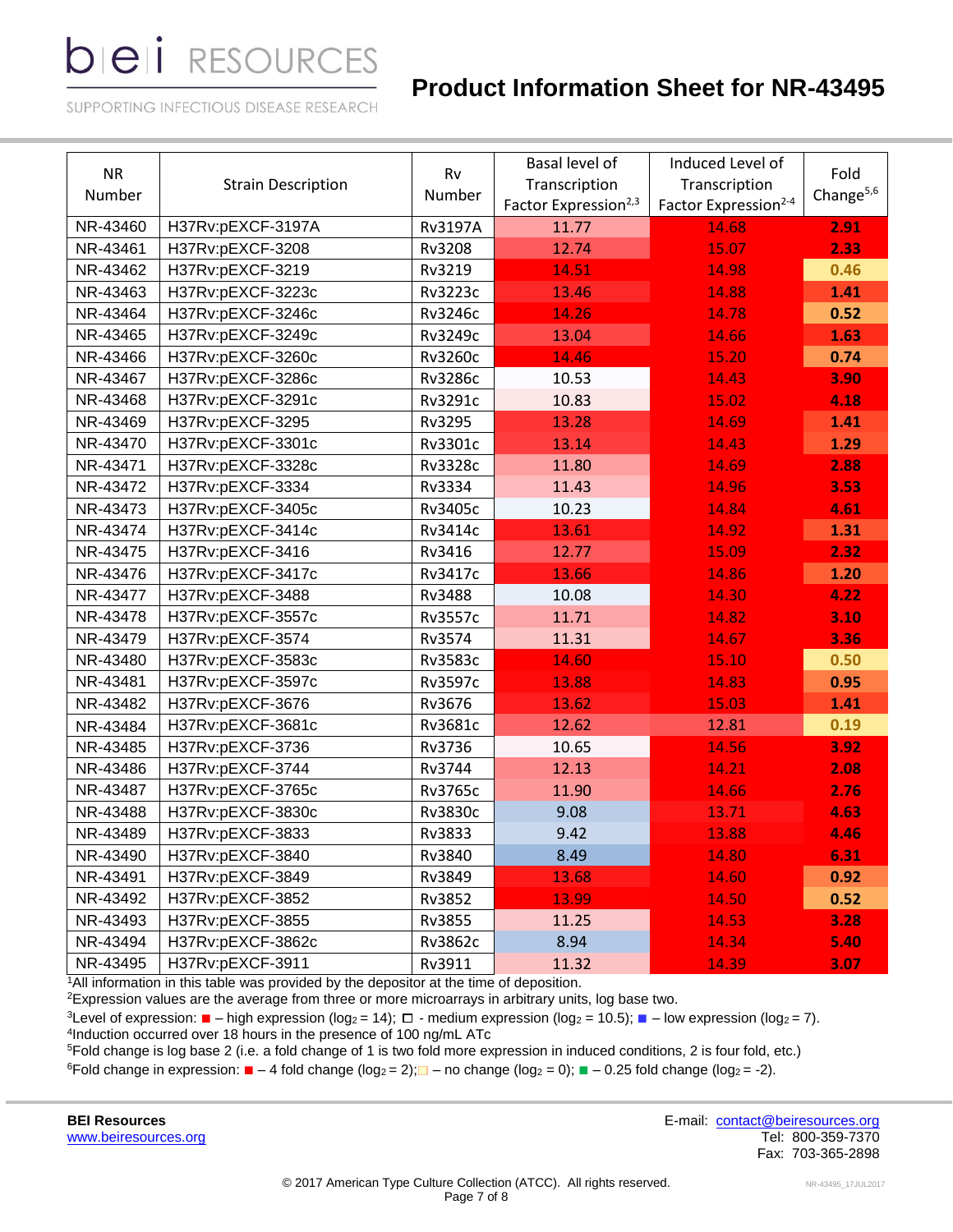| NR Number | Strain Description | Rv Number | Basal level of Transcription Factor Expression[2,3] | Induced Level of Transcription Factor Expression[2-4] | Fold Change[5,6] |
|---|---|---|---|---|---|
| NR-43460 | H37Rv:pEXCF-3197A | Rv3197A | 11.77 | 14.68 | 2.91 |
| NR-43461 | H37Rv:pEXCF-3208 | Rv3208 | 12.74 | 15.07 | 2.33 |
| NR-43462 | H37Rv:pEXCF-3219 | Rv3219 | 14.51 | 14.98 | 0.46 |
| NR-43463 | H37Rv:pEXCF-3223c | Rv3223c | 13.46 | 14.88 | 1.41 |
| NR-43464 | H37Rv:pEXCF-3246c | Rv3246c | 14.26 | 14.78 | 0.52 |
| NR-43465 | H37Rv:pEXCF-3249c | Rv3249c | 13.04 | 14.66 | 1.63 |
| NR-43466 | H37Rv:pEXCF-3260c | Rv3260c | 14.46 | 15.20 | 0.74 |
| NR-43467 | H37Rv:pEXCF-3286c | Rv3286c | 10.53 | 14.43 | 3.90 |
| NR-43468 | H37Rv:pEXCF-3291c | Rv3291c | 10.83 | 15.02 | 4.18 |
| NR-43469 | H37Rv:pEXCF-3295 | Rv3295 | 13.28 | 14.69 | 1.41 |
| NR-43470 | H37Rv:pEXCF-3301c | Rv3301c | 13.14 | 14.43 | 1.29 |
| NR-43471 | H37Rv:pEXCF-3328c | Rv3328c | 11.80 | 14.69 | 2.88 |
| NR-43472 | H37Rv:pEXCF-3334 | Rv3334 | 11.43 | 14.96 | 3.53 |
| NR-43473 | H37Rv:pEXCF-3405c | Rv3405c | 10.23 | 14.84 | 4.61 |
| NR-43474 | H37Rv:pEXCF-3414c | Rv3414c | 13.61 | 14.92 | 1.31 |
| NR-43475 | H37Rv:pEXCF-3416 | Rv3416 | 12.77 | 15.09 | 2.32 |
| NR-43476 | H37Rv:pEXCF-3417c | Rv3417c | 13.66 | 14.86 | 1.20 |
| NR-43477 | H37Rv:pEXCF-3488 | Rv3488 | 10.08 | 14.30 | 4.22 |
| NR-43478 | H37Rv:pEXCF-3557c | Rv3557c | 11.71 | 14.82 | 3.10 |
| NR-43479 | H37Rv:pEXCF-3574 | Rv3574 | 11.31 | 14.67 | 3.36 |
| NR-43480 | H37Rv:pEXCF-3583c | Rv3583c | 14.60 | 15.10 | 0.50 |
| NR-43481 | H37Rv:pEXCF-3597c | Rv3597c | 13.88 | 14.83 | 0.95 |
| NR-43482 | H37Rv:pEXCF-3676 | Rv3676 | 13.62 | 15.03 | 1.41 |
| NR-43484 | H37Rv:pEXCF-3681c | Rv3681c | 12.62 | 12.81 | 0.19 |
| NR-43485 | H37Rv:pEXCF-3736 | Rv3736 | 10.65 | 14.56 | 3.92 |
| NR-43486 | H37Rv:pEXCF-3744 | Rv3744 | 12.13 | 14.21 | 2.08 |
| NR-43487 | H37Rv:pEXCF-3765c | Rv3765c | 11.90 | 14.66 | 2.76 |
| NR-43488 | H37Rv:pEXCF-3830c | Rv3830c | 9.08 | 13.71 | 4.63 |
| NR-43489 | H37Rv:pEXCF-3833 | Rv3833 | 9.42 | 13.88 | 4.46 |
| NR-43490 | H37Rv:pEXCF-3840 | Rv3840 | 8.49 | 14.80 | 6.31 |
| NR-43491 | H37Rv:pEXCF-3849 | Rv3849 | 13.68 | 14.60 | 0.92 |
| NR-43492 | H37Rv:pEXCF-3852 | Rv3852 | 13.99 | 14.50 | 0.52 |
| NR-43493 | H37Rv:pEXCF-3855 | Rv3855 | 11.25 | 14.53 | 3.28 |
| NR-43494 | H37Rv:pEXCF-3862c | Rv3862c | 8.94 | 14.34 | 5.40 |
| NR-43495 | H37Rv:pEXCF-3911 | Rv3911 | 11.32 | 14.39 | 3.07 |

[1]All information in this table was provided by the depositor at the time of deposition.

[2]Expression values are the average from three or more microarrays in arbitrary units, log base two.

[3]Level of expression: ■ – high expression ($\log_2 = 14$); □ - medium expression ($\log_2 = 10.5$); ■ – low expression ($\log_2 = 7$).

[4]Induction occurred over 18 hours in the presence of 100 ng/mL ATc

[5]Fold change is log base 2 (i.e. a fold change of 1 is two fold more expression in induced conditions, 2 is four fold, etc.)

[6]Fold change in expression: ■ – 4 fold change ($\log_2 = 2$); □ – no change ($\log_2 = 0$); ■ – 0.25 fold change ($\log_2 = -2$).

**BEI Resources**
www.beiresources.org

E-mail: contact@beiresources.org
Tel: 800-359-7370
Fax: 703-365-2898

© 2017 American Type Culture Collection (ATCC). All rights reserved.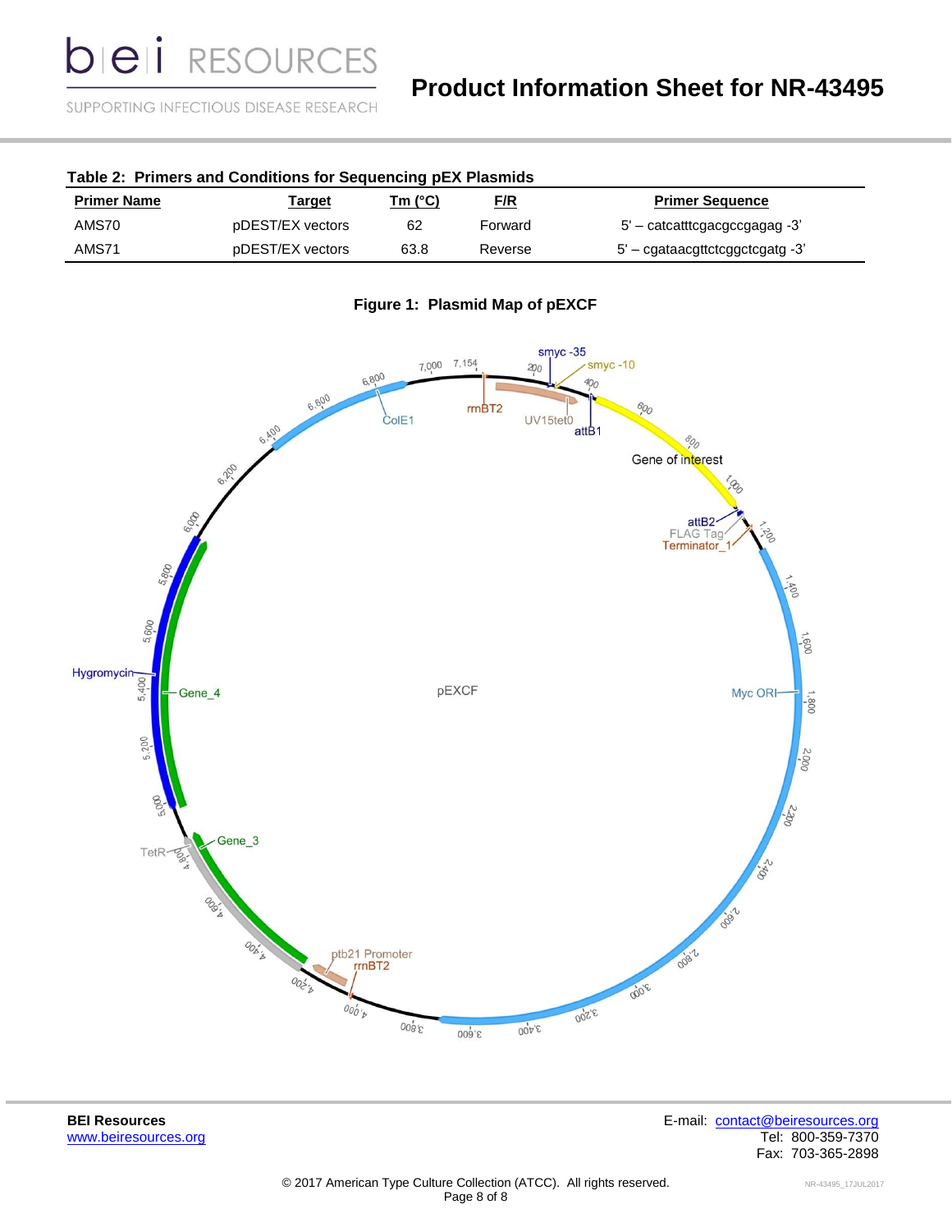### Table 2: Primers and Conditions for Sequencing pEX Plasmids

| Primer Name | Target | Tm (°C) | F/R | Primer Sequence |
|---|---|---|---|---|
| AMS70 | pDEST/EX vectors | 62 | Forward | 5' – catcatttcgacgccgagag -3' |
| AMS71 | pDEST/EX vectors | 63.8 | Reverse | 5' – cgataacgttctcggctcgatg -3' |

**Figure 1: Plasmid Map of pEXCF**

pEXCF

smyc -35
smyc -10
rrnBT2
UV15tet0
attB1
ColE1
Gene of interest
attB2
FLAG Tag
Terminator_1
Myc ORI
Hygromycin
Gene_4
Gene_3
TetR
ptb21 Promoter
rrnBT2

7,154
200
400
600
800
1,000
1,200
1,400
1,600
1,800
2,000
2,200
2,400
2,600
2,800
3,000
3,200
3,400
3,600
3,800
4,000
4,200
4,400
4,600
4,800
5,000
5,200
5,400
5,600
5,800
6,000
6,200
6,400
6,600
6,800
7,000